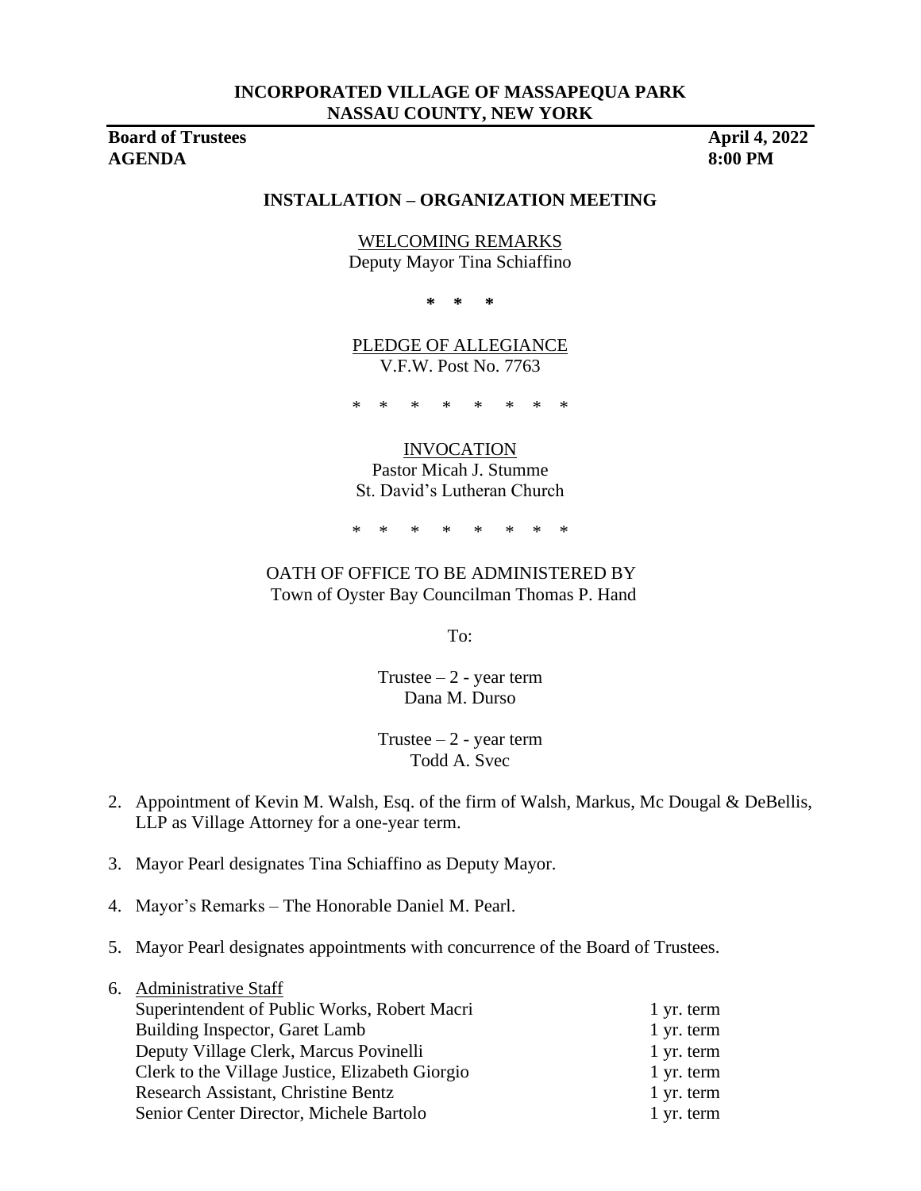**INCORPORATED VILLAGE OF MASSAPEQUA PARK**
**NASSAU COUNTY, NEW YORK**

**Board of Trustees** **April 4, 2022**
**AGENDA** **8:00 PM**

**INSTALLATION – ORGANIZATION MEETING**

WELCOMING REMARKS
Deputy Mayor Tina Schiaffino

\* \* \*

PLEDGE OF ALLEGIANCE
V.F.W. Post No. 7763

\* \* \* \* \* \* \* \*

INVOCATION
Pastor Micah J. Stumme
St. David's Lutheran Church

\* \* \* \* \* \* \* \*

OATH OF OFFICE TO BE ADMINISTERED BY
Town of Oyster Bay Councilman Thomas P. Hand

To:

Trustee – 2 - year term
Dana M. Durso

Trustee – 2 - year term
Todd A. Svec

2. Appointment of Kevin M. Walsh, Esq. of the firm of Walsh, Markus, Mc Dougal & DeBellis, LLP as Village Attorney for a one-year term.

3. Mayor Pearl designates Tina Schiaffino as Deputy Mayor.

4. Mayor's Remarks – The Honorable Daniel M. Pearl.

5. Mayor Pearl designates appointments with concurrence of the Board of Trustees.

6. Administrative Staff

| | |
|---|---|
| Superintendent of Public Works, Robert Macri | 1 yr. term |
| Building Inspector, Garet Lamb | 1 yr. term |
| Deputy Village Clerk, Marcus Povinelli | 1 yr. term |
| Clerk to the Village Justice, Elizabeth Giorgio | 1 yr. term |
| Research Assistant, Christine Bentz | 1 yr. term |
| Senior Center Director, Michele Bartolo | 1 yr. term |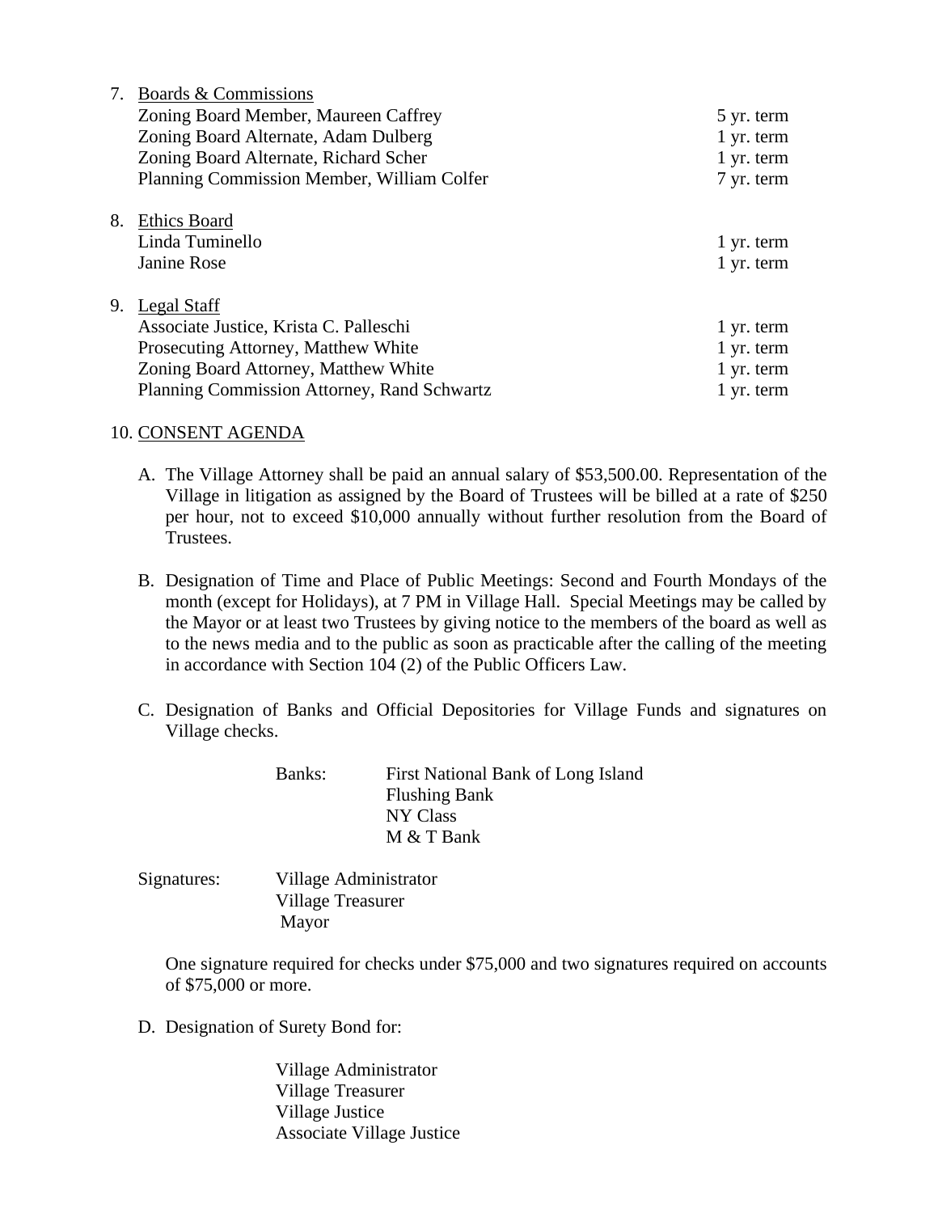7. <u>Boards & Commissions</u>

| | |
|---|---|
| Zoning Board Member, Maureen Caffrey | 5 yr. term |
| Zoning Board Alternate, Adam Dulberg | 1 yr. term |
| Zoning Board Alternate, Richard Scher | 1 yr. term |
| Planning Commission Member, William Colfer | 7 yr. term |

8. <u>Ethics Board</u>

| | |
|---|---|
| Linda Tuminello | 1 yr. term |
| Janine Rose | 1 yr. term |

9. <u>Legal Staff</u>

| | |
|---|---|
| Associate Justice, Krista C. Palleschi | 1 yr. term |
| Prosecuting Attorney, Matthew White | 1 yr. term |
| Zoning Board Attorney, Matthew White | 1 yr. term |
| Planning Commission Attorney, Rand Schwartz | 1 yr. term |

10. <u>CONSENT AGENDA</u>

A. The Village Attorney shall be paid an annual salary of $53,500.00. Representation of the Village in litigation as assigned by the Board of Trustees will be billed at a rate of $250 per hour, not to exceed $10,000 annually without further resolution from the Board of Trustees.

B. Designation of Time and Place of Public Meetings: Second and Fourth Mondays of the month (except for Holidays), at 7 PM in Village Hall. Special Meetings may be called by the Mayor or at least two Trustees by giving notice to the members of the board as well as to the news media and to the public as soon as practicable after the calling of the meeting in accordance with Section 104 (2) of the Public Officers Law.

C. Designation of Banks and Official Depositories for Village Funds and signatures on Village checks.

Banks: First National Bank of Long Island
Flushing Bank
NY Class
M & T Bank

Signatures: Village Administrator
Village Treasurer
Mayor

One signature required for checks under $75,000 and two signatures required on accounts of $75,000 or more.

D. Designation of Surety Bond for:

Village Administrator
Village Treasurer
Village Justice
Associate Village Justice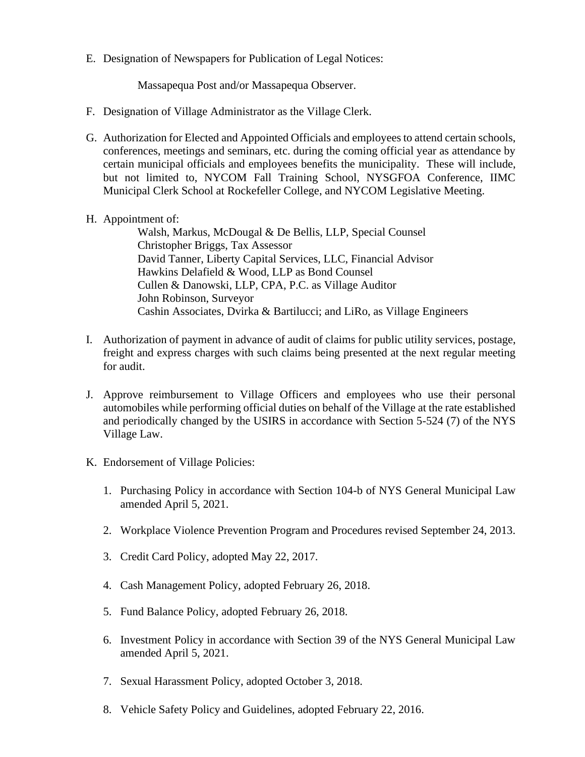E. Designation of Newspapers for Publication of Legal Notices:

    Massapequa Post and/or Massapequa Observer.

F. Designation of Village Administrator as the Village Clerk.

G. Authorization for Elected and Appointed Officials and employees to attend certain schools, conferences, meetings and seminars, etc. during the coming official year as attendance by certain municipal officials and employees benefits the municipality. These will include, but not limited to, NYCOM Fall Training School, NYSGFOA Conference, IIMC Municipal Clerk School at Rockefeller College, and NYCOM Legislative Meeting.

H. Appointment of:
    Walsh, Markus, McDougal & De Bellis, LLP, Special Counsel
    Christopher Briggs, Tax Assessor
    David Tanner, Liberty Capital Services, LLC, Financial Advisor
    Hawkins Delafield & Wood, LLP as Bond Counsel
    Cullen & Danowski, LLP, CPA, P.C. as Village Auditor
    John Robinson, Surveyor
    Cashin Associates, Dvirka & Bartilucci; and LiRo, as Village Engineers

I. Authorization of payment in advance of audit of claims for public utility services, postage, freight and express charges with such claims being presented at the next regular meeting for audit.

J. Approve reimbursement to Village Officers and employees who use their personal automobiles while performing official duties on behalf of the Village at the rate established and periodically changed by the USIRS in accordance with Section 5-524 (7) of the NYS Village Law.

K. Endorsement of Village Policies:

    1. Purchasing Policy in accordance with Section 104-b of NYS General Municipal Law amended April 5, 2021.

    2. Workplace Violence Prevention Program and Procedures revised September 24, 2013.

    3. Credit Card Policy, adopted May 22, 2017.

    4. Cash Management Policy, adopted February 26, 2018.

    5. Fund Balance Policy, adopted February 26, 2018.

    6. Investment Policy in accordance with Section 39 of the NYS General Municipal Law amended April 5, 2021.

    7. Sexual Harassment Policy, adopted October 3, 2018.

    8. Vehicle Safety Policy and Guidelines, adopted February 22, 2016.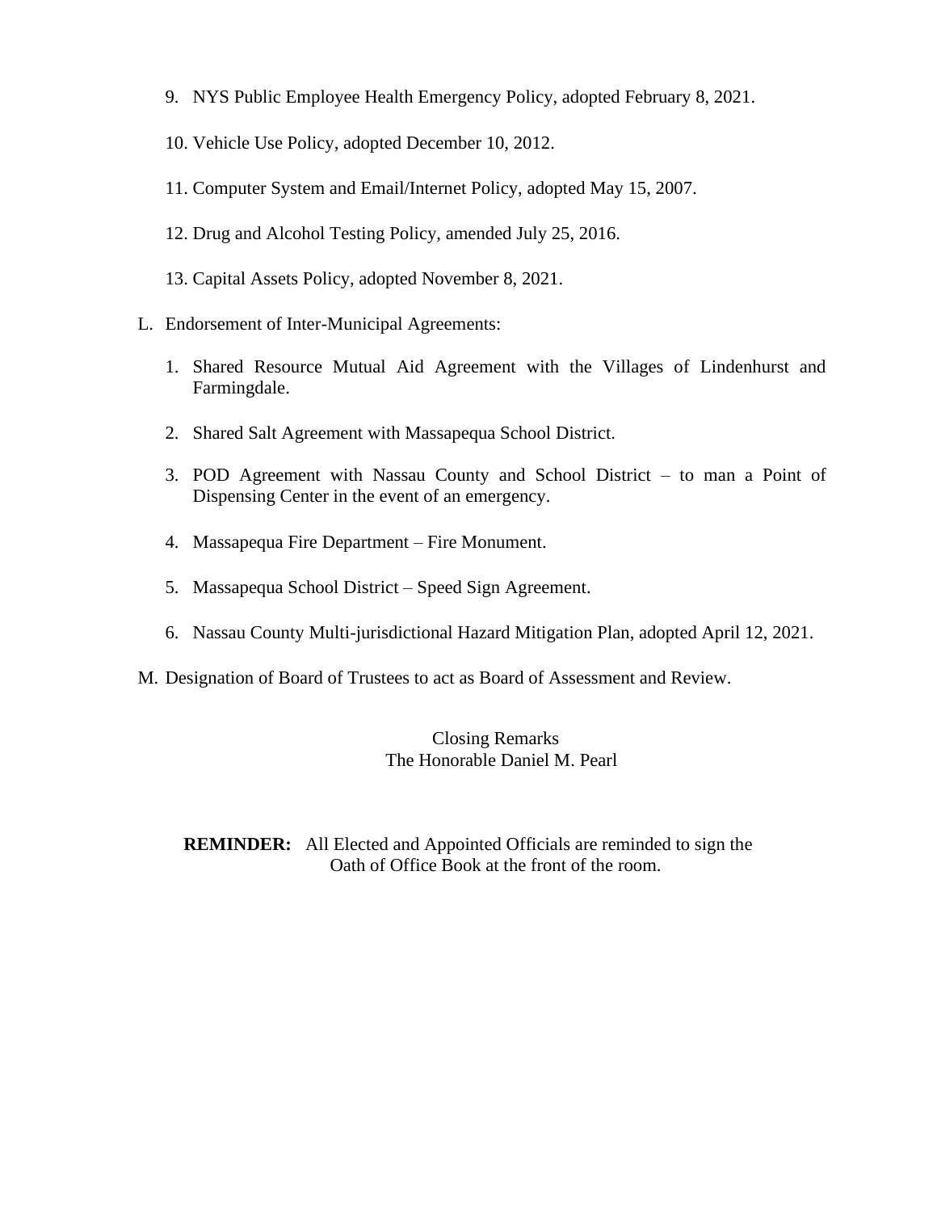9. NYS Public Employee Health Emergency Policy, adopted February 8, 2021.

10. Vehicle Use Policy, adopted December 10, 2012.

11. Computer System and Email/Internet Policy, adopted May 15, 2007.

12. Drug and Alcohol Testing Policy, amended July 25, 2016.

13. Capital Assets Policy, adopted November 8, 2021.

L. Endorsement of Inter-Municipal Agreements:

1. Shared Resource Mutual Aid Agreement with the Villages of Lindenhurst and Farmingdale.

2. Shared Salt Agreement with Massapequa School District.

3. POD Agreement with Nassau County and School District – to man a Point of Dispensing Center in the event of an emergency.

4. Massapequa Fire Department – Fire Monument.

5. Massapequa School District – Speed Sign Agreement.

6. Nassau County Multi-jurisdictional Hazard Mitigation Plan, adopted April 12, 2021.

M. Designation of Board of Trustees to act as Board of Assessment and Review.

Closing Remarks
The Honorable Daniel M. Pearl

**REMINDER:** All Elected and Appointed Officials are reminded to sign the Oath of Office Book at the front of the room.